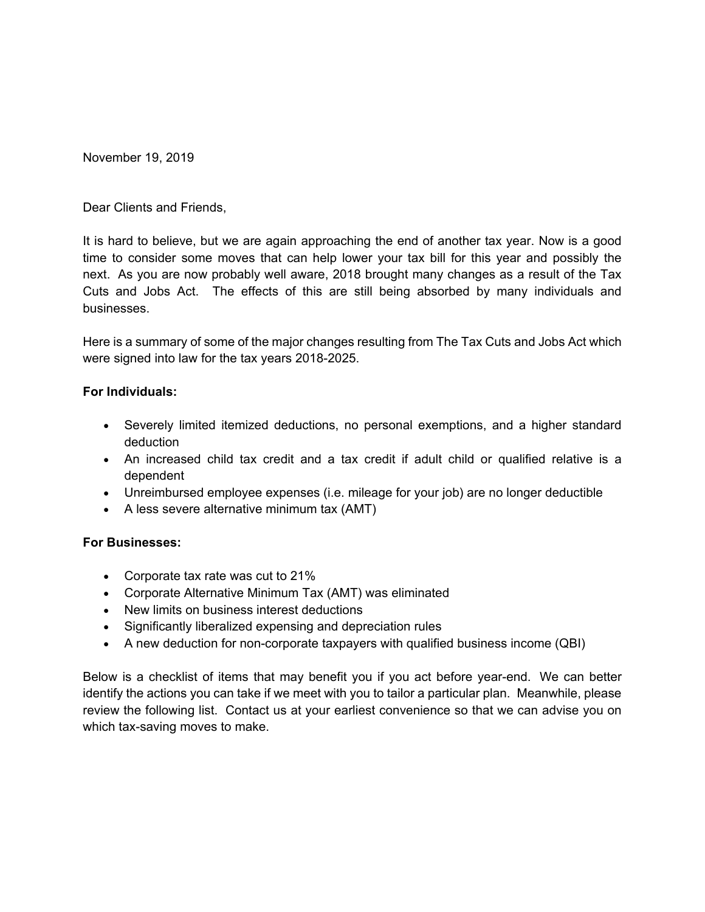November 19, 2019

Dear Clients and Friends,

It is hard to believe, but we are again approaching the end of another tax year. Now is a good time to consider some moves that can help lower your tax bill for this year and possibly the next. As you are now probably well aware, 2018 brought many changes as a result of the Tax Cuts and Jobs Act. The effects of this are still being absorbed by many individuals and businesses.

Here is a summary of some of the major changes resulting from The Tax Cuts and Jobs Act which were signed into law for the tax years 2018-2025.

**For Individuals:**

- Severely limited itemized deductions, no personal exemptions, and a higher standard deduction
- An increased child tax credit and a tax credit if adult child or qualified relative is a dependent
- Unreimbursed employee expenses (i.e. mileage for your job) are no longer deductible
- A less severe alternative minimum tax (AMT)

**For Businesses:**

- Corporate tax rate was cut to 21%
- Corporate Alternative Minimum Tax (AMT) was eliminated
- New limits on business interest deductions
- Significantly liberalized expensing and depreciation rules
- A new deduction for non-corporate taxpayers with qualified business income (QBI)

Below is a checklist of items that may benefit you if you act before year-end. We can better identify the actions you can take if we meet with you to tailor a particular plan. Meanwhile, please review the following list. Contact us at your earliest convenience so that we can advise you on which tax-saving moves to make.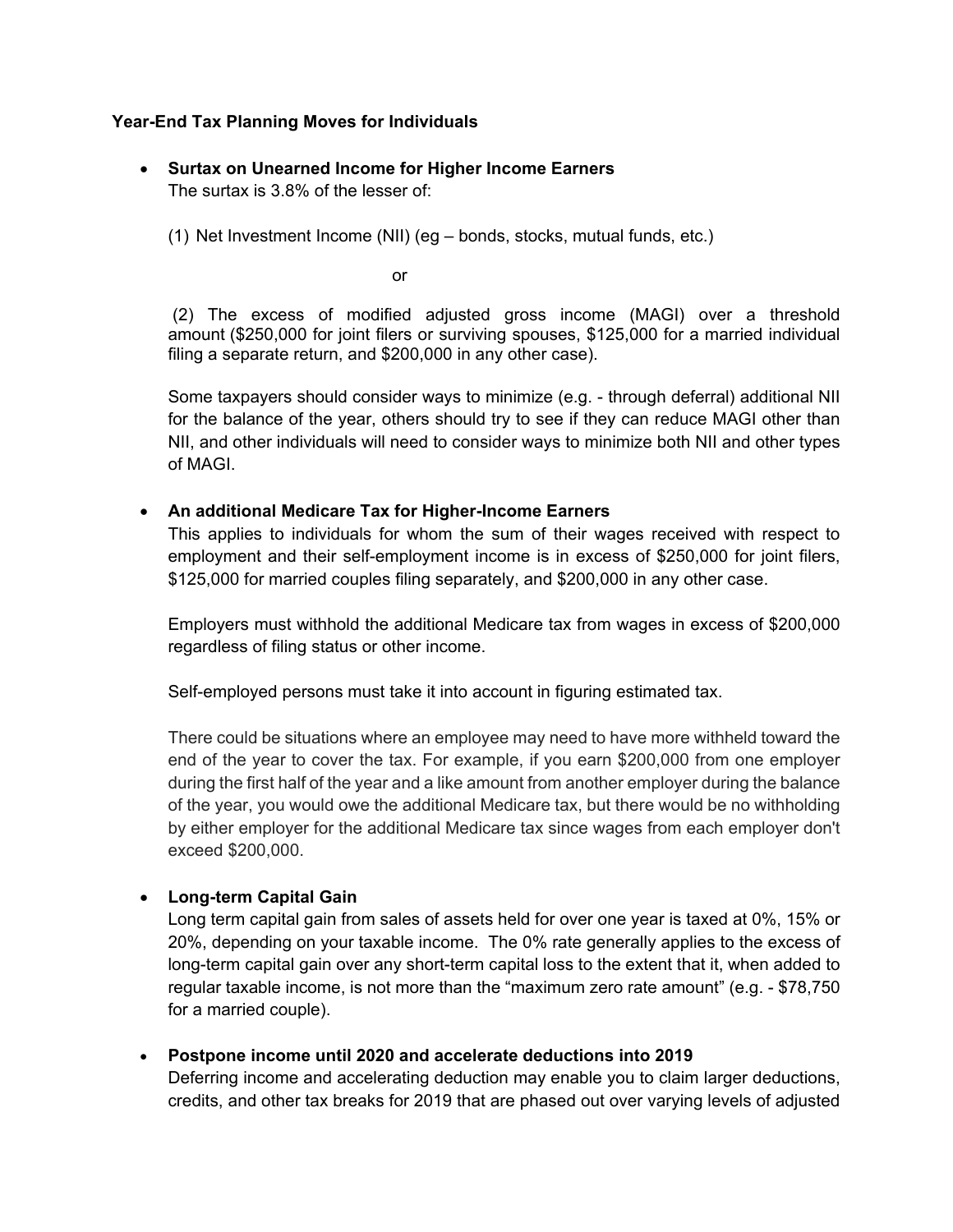**Year-End Tax Planning Moves for Individuals**

- **Surtax on Unearned Income for Higher Income Earners**
  The surtax is 3.8% of the lesser of:

  (1) Net Investment Income (NII) (eg – bonds, stocks, mutual funds, etc.)

  or

  (2) The excess of modified adjusted gross income (MAGI) over a threshold amount ($250,000 for joint filers or surviving spouses, $125,000 for a married individual filing a separate return, and $200,000 in any other case).

  Some taxpayers should consider ways to minimize (e.g. - through deferral) additional NII for the balance of the year, others should try to see if they can reduce MAGI other than NII, and other individuals will need to consider ways to minimize both NII and other types of MAGI.

- **An additional Medicare Tax for Higher-Income Earners**
  This applies to individuals for whom the sum of their wages received with respect to employment and their self-employment income is in excess of $250,000 for joint filers, $125,000 for married couples filing separately, and $200,000 in any other case.

  Employers must withhold the additional Medicare tax from wages in excess of $200,000 regardless of filing status or other income.

  Self-employed persons must take it into account in figuring estimated tax.

  There could be situations where an employee may need to have more withheld toward the end of the year to cover the tax. For example, if you earn $200,000 from one employer during the first half of the year and a like amount from another employer during the balance of the year, you would owe the additional Medicare tax, but there would be no withholding by either employer for the additional Medicare tax since wages from each employer don't exceed $200,000.

- **Long-term Capital Gain**
  Long term capital gain from sales of assets held for over one year is taxed at 0%, 15% or 20%, depending on your taxable income. The 0% rate generally applies to the excess of long-term capital gain over any short-term capital loss to the extent that it, when added to regular taxable income, is not more than the "maximum zero rate amount" (e.g. - $78,750 for a married couple).

- **Postpone income until 2020 and accelerate deductions into 2019**
  Deferring income and accelerating deduction may enable you to claim larger deductions, credits, and other tax breaks for 2019 that are phased out over varying levels of adjusted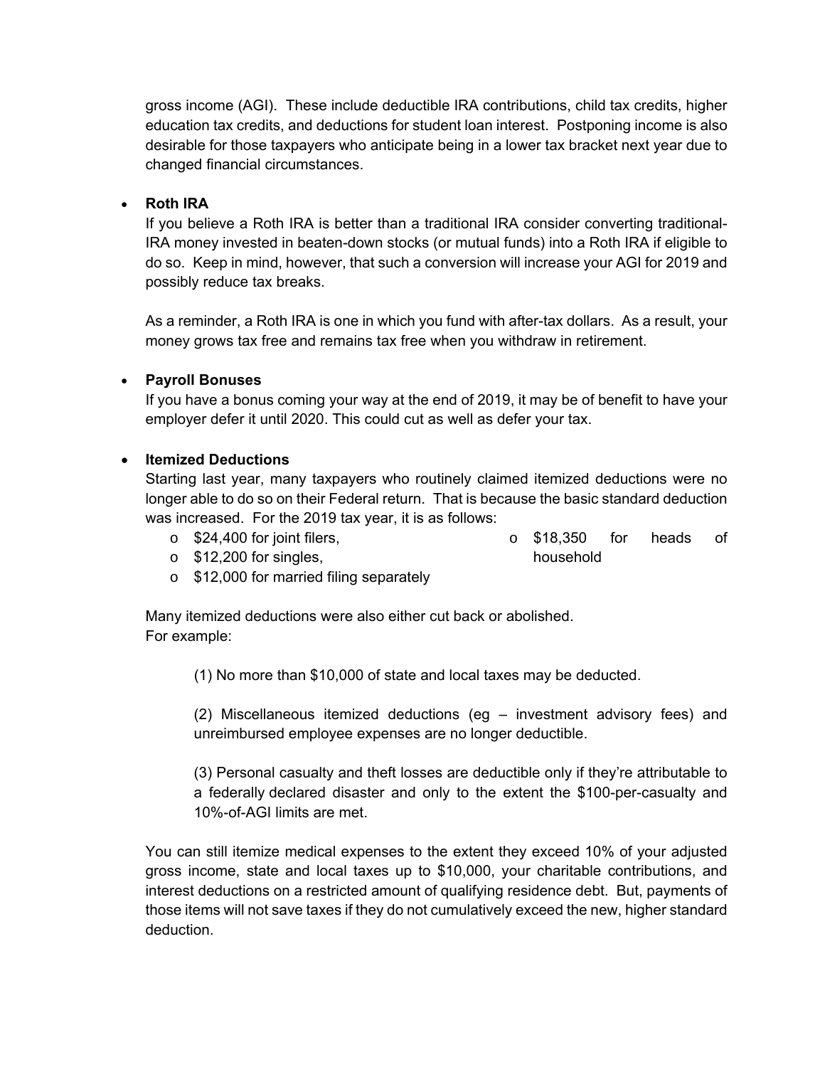gross income (AGI). These include deductible IRA contributions, child tax credits, higher education tax credits, and deductions for student loan interest. Postponing income is also desirable for those taxpayers who anticipate being in a lower tax bracket next year due to changed financial circumstances.

- **Roth IRA**

  If you believe a Roth IRA is better than a traditional IRA consider converting traditional-IRA money invested in beaten-down stocks (or mutual funds) into a Roth IRA if eligible to do so. Keep in mind, however, that such a conversion will increase your AGI for 2019 and possibly reduce tax breaks.

  As a reminder, a Roth IRA is one in which you fund with after-tax dollars. As a result, your money grows tax free and remains tax free when you withdraw in retirement.

- **Payroll Bonuses**

  If you have a bonus coming your way at the end of 2019, it may be of benefit to have your employer defer it until 2020. This could cut as well as defer your tax.

- **Itemized Deductions**

  Starting last year, many taxpayers who routinely claimed itemized deductions were no longer able to do so on their Federal return. That is because the basic standard deduction was increased. For the 2019 tax year, it is as follows:

  - $24,400 for joint filers,
  - $12,200 for singles,
  - $12,000 for married filing separately
  - $18,350 for heads of household

  Many itemized deductions were also either cut back or abolished.
  For example:

  (1) No more than $10,000 of state and local taxes may be deducted.

  (2) Miscellaneous itemized deductions (eg – investment advisory fees) and unreimbursed employee expenses are no longer deductible.

  (3) Personal casualty and theft losses are deductible only if they're attributable to a federally declared disaster and only to the extent the $100-per-casualty and 10%-of-AGI limits are met.

  You can still itemize medical expenses to the extent they exceed 10% of your adjusted gross income, state and local taxes up to $10,000, your charitable contributions, and interest deductions on a restricted amount of qualifying residence debt. But, payments of those items will not save taxes if they do not cumulatively exceed the new, higher standard deduction.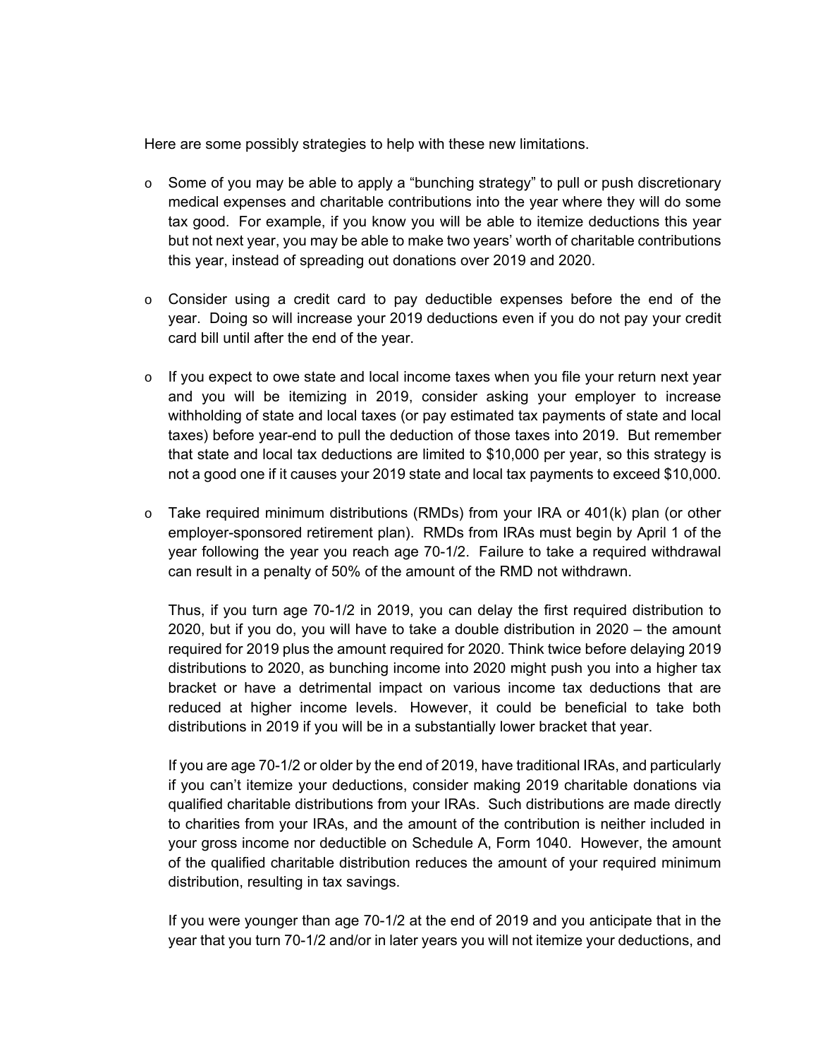Here are some possibly strategies to help with these new limitations.

- Some of you may be able to apply a "bunching strategy" to pull or push discretionary medical expenses and charitable contributions into the year where they will do some tax good. For example, if you know you will be able to itemize deductions this year but not next year, you may be able to make two years' worth of charitable contributions this year, instead of spreading out donations over 2019 and 2020.

- Consider using a credit card to pay deductible expenses before the end of the year. Doing so will increase your 2019 deductions even if you do not pay your credit card bill until after the end of the year.

- If you expect to owe state and local income taxes when you file your return next year and you will be itemizing in 2019, consider asking your employer to increase withholding of state and local taxes (or pay estimated tax payments of state and local taxes) before year-end to pull the deduction of those taxes into 2019. But remember that state and local tax deductions are limited to $10,000 per year, so this strategy is not a good one if it causes your 2019 state and local tax payments to exceed $10,000.

- Take required minimum distributions (RMDs) from your IRA or 401(k) plan (or other employer-sponsored retirement plan). RMDs from IRAs must begin by April 1 of the year following the year you reach age 70-1/2. Failure to take a required withdrawal can result in a penalty of 50% of the amount of the RMD not withdrawn.

  Thus, if you turn age 70-1/2 in 2019, you can delay the first required distribution to 2020, but if you do, you will have to take a double distribution in 2020 – the amount required for 2019 plus the amount required for 2020. Think twice before delaying 2019 distributions to 2020, as bunching income into 2020 might push you into a higher tax bracket or have a detrimental impact on various income tax deductions that are reduced at higher income levels. However, it could be beneficial to take both distributions in 2019 if you will be in a substantially lower bracket that year.

  If you are age 70-1/2 or older by the end of 2019, have traditional IRAs, and particularly if you can't itemize your deductions, consider making 2019 charitable donations via qualified charitable distributions from your IRAs. Such distributions are made directly to charities from your IRAs, and the amount of the contribution is neither included in your gross income nor deductible on Schedule A, Form 1040. However, the amount of the qualified charitable distribution reduces the amount of your required minimum distribution, resulting in tax savings.

  If you were younger than age 70-1/2 at the end of 2019 and you anticipate that in the year that you turn 70-1/2 and/or in later years you will not itemize your deductions, and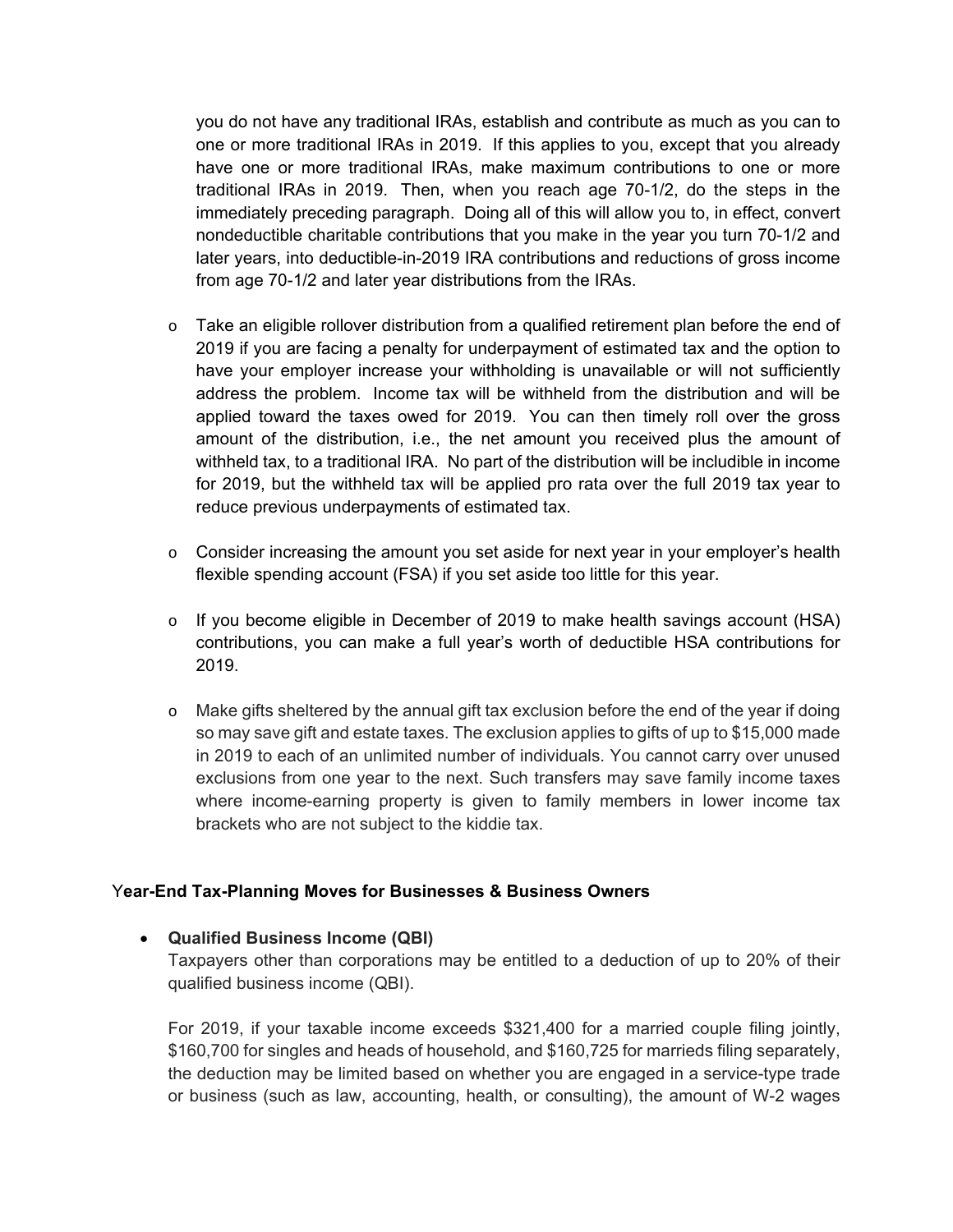you do not have any traditional IRAs, establish and contribute as much as you can to one or more traditional IRAs in 2019. If this applies to you, except that you already have one or more traditional IRAs, make maximum contributions to one or more traditional IRAs in 2019. Then, when you reach age 70-1/2, do the steps in the immediately preceding paragraph. Doing all of this will allow you to, in effect, convert nondeductible charitable contributions that you make in the year you turn 70-1/2 and later years, into deductible-in-2019 IRA contributions and reductions of gross income from age 70-1/2 and later year distributions from the IRAs.

- Take an eligible rollover distribution from a qualified retirement plan before the end of 2019 if you are facing a penalty for underpayment of estimated tax and the option to have your employer increase your withholding is unavailable or will not sufficiently address the problem. Income tax will be withheld from the distribution and will be applied toward the taxes owed for 2019. You can then timely roll over the gross amount of the distribution, i.e., the net amount you received plus the amount of withheld tax, to a traditional IRA. No part of the distribution will be includible in income for 2019, but the withheld tax will be applied pro rata over the full 2019 tax year to reduce previous underpayments of estimated tax.

- Consider increasing the amount you set aside for next year in your employer's health flexible spending account (FSA) if you set aside too little for this year.

- If you become eligible in December of 2019 to make health savings account (HSA) contributions, you can make a full year's worth of deductible HSA contributions for 2019.

- Make gifts sheltered by the annual gift tax exclusion before the end of the year if doing so may save gift and estate taxes. The exclusion applies to gifts of up to $15,000 made in 2019 to each of an unlimited number of individuals. You cannot carry over unused exclusions from one year to the next. Such transfers may save family income taxes where income-earning property is given to family members in lower income tax brackets who are not subject to the kiddie tax.

## Year-End Tax-Planning Moves for Businesses & Business Owners

- **Qualified Business Income (QBI)**

  Taxpayers other than corporations may be entitled to a deduction of up to 20% of their qualified business income (QBI).

  For 2019, if your taxable income exceeds $321,400 for a married couple filing jointly, $160,700 for singles and heads of household, and $160,725 for marrieds filing separately, the deduction may be limited based on whether you are engaged in a service-type trade or business (such as law, accounting, health, or consulting), the amount of W-2 wages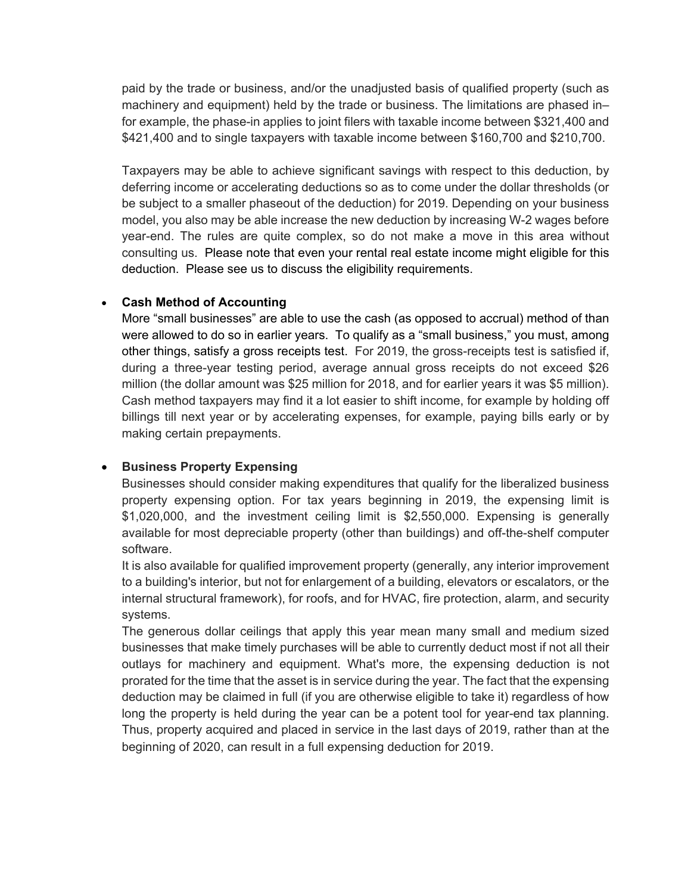paid by the trade or business, and/or the unadjusted basis of qualified property (such as machinery and equipment) held by the trade or business. The limitations are phased in–for example, the phase-in applies to joint filers with taxable income between $321,400 and $421,400 and to single taxpayers with taxable income between $160,700 and $210,700.

Taxpayers may be able to achieve significant savings with respect to this deduction, by deferring income or accelerating deductions so as to come under the dollar thresholds (or be subject to a smaller phaseout of the deduction) for 2019. Depending on your business model, you also may be able increase the new deduction by increasing W-2 wages before year-end. The rules are quite complex, so do not make a move in this area without consulting us. Please note that even your rental real estate income might eligible for this deduction. Please see us to discuss the eligibility requirements.

- **Cash Method of Accounting**
  More "small businesses" are able to use the cash (as opposed to accrual) method of than were allowed to do so in earlier years. To qualify as a "small business," you must, among other things, satisfy a gross receipts test. For 2019, the gross-receipts test is satisfied if, during a three-year testing period, average annual gross receipts do not exceed $26 million (the dollar amount was $25 million for 2018, and for earlier years it was $5 million). Cash method taxpayers may find it a lot easier to shift income, for example by holding off billings till next year or by accelerating expenses, for example, paying bills early or by making certain prepayments.

- **Business Property Expensing**
  Businesses should consider making expenditures that qualify for the liberalized business property expensing option. For tax years beginning in 2019, the expensing limit is $1,020,000, and the investment ceiling limit is $2,550,000. Expensing is generally available for most depreciable property (other than buildings) and off-the-shelf computer software.
  It is also available for qualified improvement property (generally, any interior improvement to a building's interior, but not for enlargement of a building, elevators or escalators, or the internal structural framework), for roofs, and for HVAC, fire protection, alarm, and security systems.
  The generous dollar ceilings that apply this year mean many small and medium sized businesses that make timely purchases will be able to currently deduct most if not all their outlays for machinery and equipment. What's more, the expensing deduction is not prorated for the time that the asset is in service during the year. The fact that the expensing deduction may be claimed in full (if you are otherwise eligible to take it) regardless of how long the property is held during the year can be a potent tool for year-end tax planning. Thus, property acquired and placed in service in the last days of 2019, rather than at the beginning of 2020, can result in a full expensing deduction for 2019.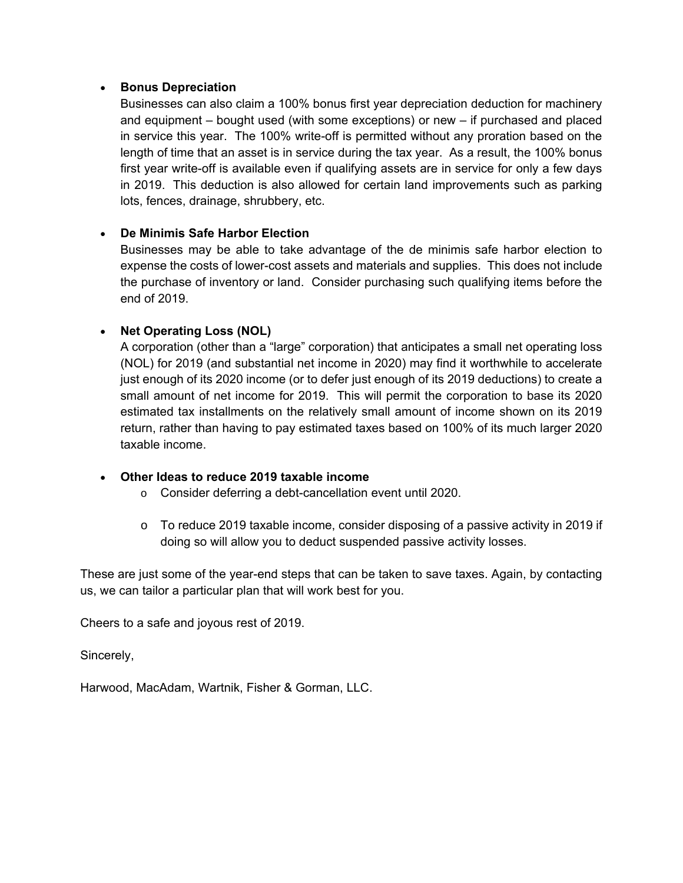- **Bonus Depreciation**
  Businesses can also claim a 100% bonus first year depreciation deduction for machinery and equipment – bought used (with some exceptions) or new – if purchased and placed in service this year. The 100% write-off is permitted without any proration based on the length of time that an asset is in service during the tax year. As a result, the 100% bonus first year write-off is available even if qualifying assets are in service for only a few days in 2019. This deduction is also allowed for certain land improvements such as parking lots, fences, drainage, shrubbery, etc.

- **De Minimis Safe Harbor Election**
  Businesses may be able to take advantage of the de minimis safe harbor election to expense the costs of lower-cost assets and materials and supplies. This does not include the purchase of inventory or land. Consider purchasing such qualifying items before the end of 2019.

- **Net Operating Loss (NOL)**
  A corporation (other than a "large" corporation) that anticipates a small net operating loss (NOL) for 2019 (and substantial net income in 2020) may find it worthwhile to accelerate just enough of its 2020 income (or to defer just enough of its 2019 deductions) to create a small amount of net income for 2019. This will permit the corporation to base its 2020 estimated tax installments on the relatively small amount of income shown on its 2019 return, rather than having to pay estimated taxes based on 100% of its much larger 2020 taxable income.

- **Other Ideas to reduce 2019 taxable income**
  - Consider deferring a debt-cancellation event until 2020.
  - To reduce 2019 taxable income, consider disposing of a passive activity in 2019 if doing so will allow you to deduct suspended passive activity losses.

These are just some of the year-end steps that can be taken to save taxes. Again, by contacting us, we can tailor a particular plan that will work best for you.

Cheers to a safe and joyous rest of 2019.

Sincerely,

Harwood, MacAdam, Wartnik, Fisher & Gorman, LLC.